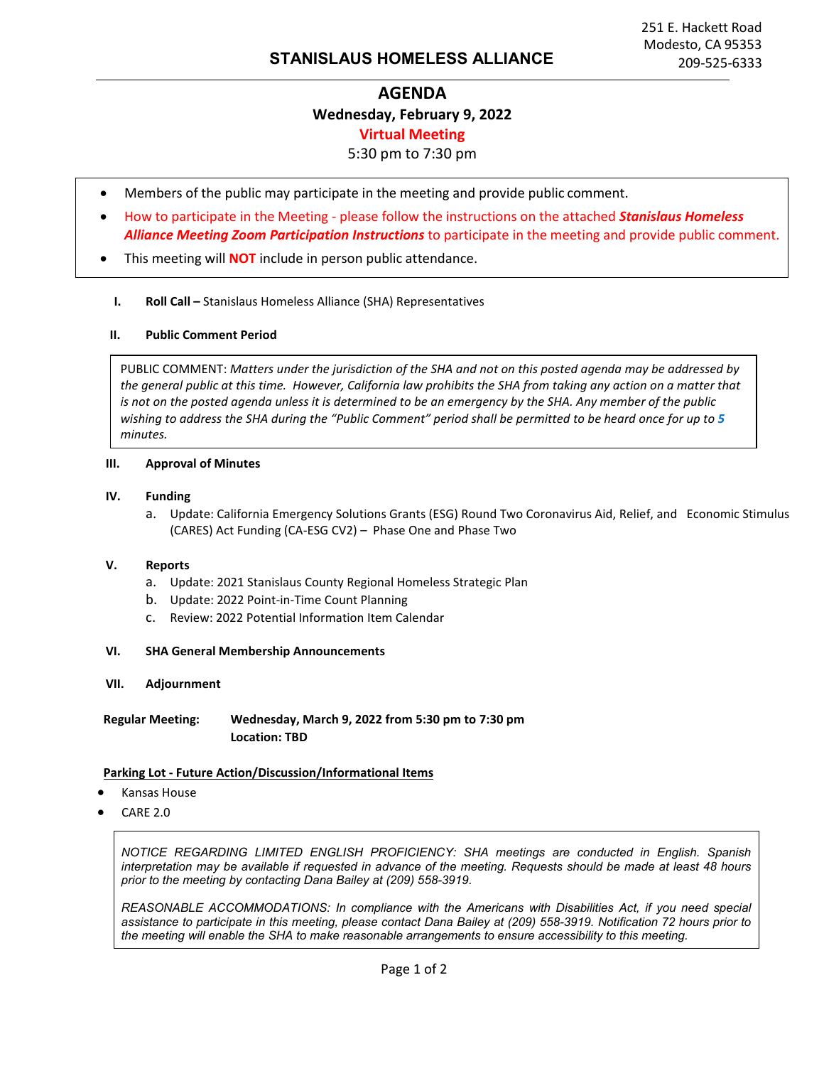251 E. Hackett Road
Modesto, CA 95353
209-525-6333

## STANISLAUS HOMELESS ALLIANCE

# AGENDA

**Wednesday, February 9, 2022**

**Virtual Meeting**

5:30 pm to 7:30 pm

- Members of the public may participate in the meeting and provide public comment.
- How to participate in the Meeting - please follow the instructions on the attached ***Stanislaus Homeless Alliance Meeting Zoom Participation Instructions*** to participate in the meeting and provide public comment.
- This meeting will **NOT** include in person public attendance.

**I. Roll Call –** Stanislaus Homeless Alliance (SHA) Representatives

**II. Public Comment Period**

PUBLIC COMMENT: *Matters under the jurisdiction of the SHA and not on this posted agenda may be addressed by the general public at this time. However, California law prohibits the SHA from taking any action on a matter that is not on the posted agenda unless it is determined to be an emergency by the SHA. Any member of the public wishing to address the SHA during the "Public Comment" period shall be permitted to be heard once for up to* ***5*** *minutes.*

**III. Approval of Minutes**

**IV. Funding**

a. Update: California Emergency Solutions Grants (ESG) Round Two Coronavirus Aid, Relief, and Economic Stimulus (CARES) Act Funding (CA-ESG CV2) – Phase One and Phase Two

**V. Reports**

a. Update: 2021 Stanislaus County Regional Homeless Strategic Plan
b. Update: 2022 Point-in-Time Count Planning
c. Review: 2022 Potential Information Item Calendar

**VI. SHA General Membership Announcements**

**VII. Adjournment**

**Regular Meeting:** **Wednesday, March 9, 2022 from 5:30 pm to 7:30 pm**
**Location: TBD**

**Parking Lot - Future Action/Discussion/Informational Items**

- Kansas House
- CARE 2.0

*NOTICE REGARDING LIMITED ENGLISH PROFICIENCY: SHA meetings are conducted in English. Spanish interpretation may be available if requested in advance of the meeting. Requests should be made at least 48 hours prior to the meeting by contacting Dana Bailey at (209) 558-3919.*

*REASONABLE ACCOMMODATIONS: In compliance with the Americans with Disabilities Act, if you need special assistance to participate in this meeting, please contact Dana Bailey at (209) 558-3919. Notification 72 hours prior to the meeting will enable the SHA to make reasonable arrangements to ensure accessibility to this meeting.*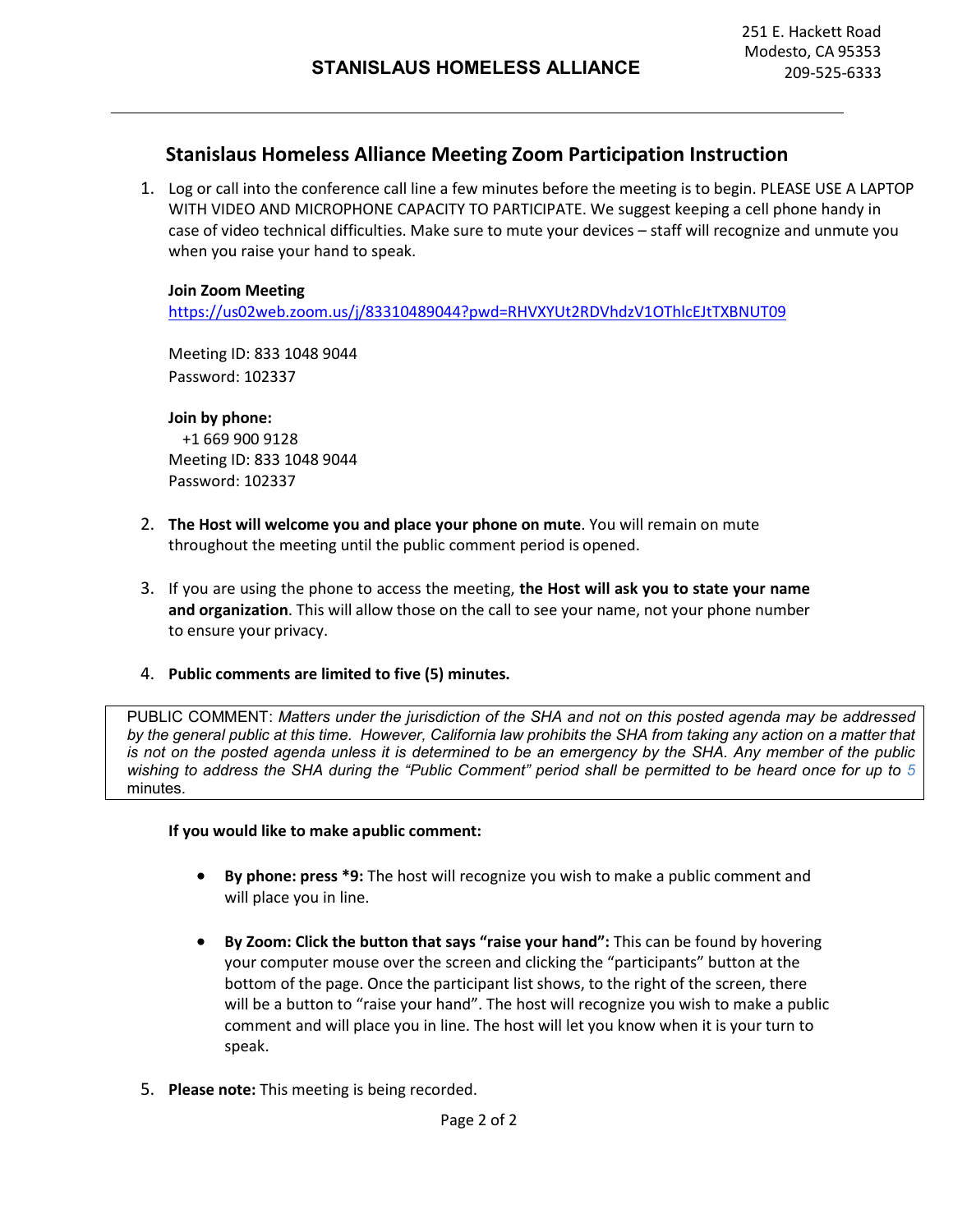251 E. Hackett Road
Modesto, CA 95353
209-525-6333

**STANISLAUS HOMELESS ALLIANCE**

---

## Stanislaus Homeless Alliance Meeting Zoom Participation Instruction

1. Log or call into the conference call line a few minutes before the meeting is to begin. PLEASE USE A LAPTOP WITH VIDEO AND MICROPHONE CAPACITY TO PARTICIPATE. We suggest keeping a cell phone handy in case of video technical difficulties. Make sure to mute your devices – staff will recognize and unmute you when you raise your hand to speak.

   **Join Zoom Meeting**
   https://us02web.zoom.us/j/83310489044?pwd=RHVXYUt2RDVhdzV1OThlcEJtTXBNUT09

   Meeting ID: 833 1048 9044
   Password: 102337

   **Join by phone:**
   +1 669 900 9128
   Meeting ID: 833 1048 9044
   Password: 102337

2. **The Host will welcome you and place your phone on mute**. You will remain on mute throughout the meeting until the public comment period is opened.

3. If you are using the phone to access the meeting, **the Host will ask you to state your name and organization**. This will allow those on the call to see your name, not your phone number to ensure your privacy.

4. **Public comments are limited to five (5) minutes.**

> PUBLIC COMMENT: *Matters under the jurisdiction of the SHA and not on this posted agenda may be addressed by the general public at this time. However, California law prohibits the SHA from taking any action on a matter that is not on the posted agenda unless it is determined to be an emergency by the SHA. Any member of the public wishing to address the SHA during the "Public Comment" period shall be permitted to be heard once for up to 5* minutes.

   **If you would like to make apublic comment:**

   - **By phone: press *9:** The host will recognize you wish to make a public comment and will place you in line.
   - **By Zoom: Click the button that says "raise your hand":** This can be found by hovering your computer mouse over the screen and clicking the "participants" button at the bottom of the page. Once the participant list shows, to the right of the screen, there will be a button to "raise your hand". The host will recognize you wish to make a public comment and will place you in line. The host will let you know when it is your turn to speak.

5. **Please note:** This meeting is being recorded.